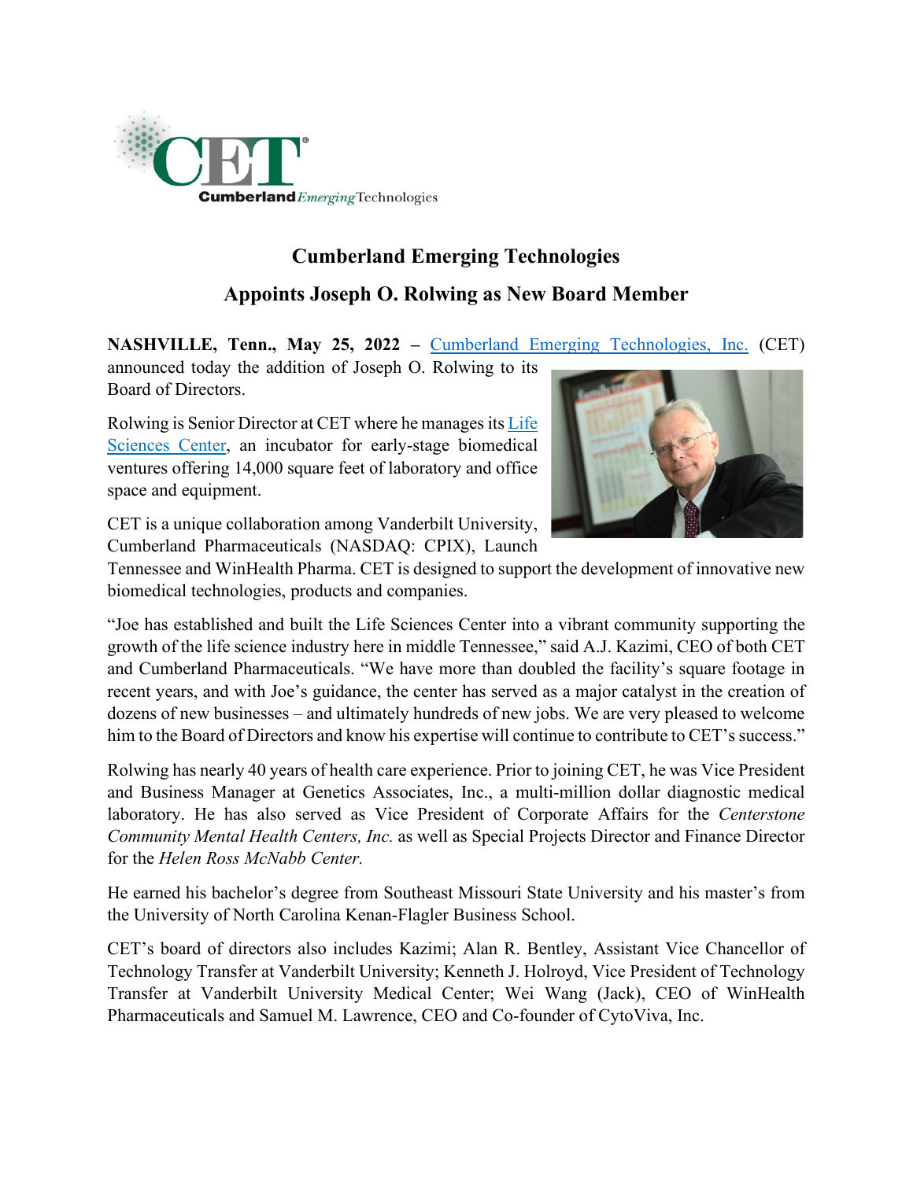# Cumberland Emerging Technologies

## Appoints Joseph O. Rolwing as New Board Member

**NASHVILLE, Tenn., May 25, 2022 –** Cumberland Emerging Technologies, Inc. (CET) announced today the addition of Joseph O. Rolwing to its Board of Directors.

Rolwing is Senior Director at CET where he manages its Life Sciences Center, an incubator for early-stage biomedical ventures offering 14,000 square feet of laboratory and office space and equipment.

CET is a unique collaboration among Vanderbilt University, Cumberland Pharmaceuticals (NASDAQ: CPIX), Launch Tennessee and WinHealth Pharma. CET is designed to support the development of innovative new biomedical technologies, products and companies.

"Joe has established and built the Life Sciences Center into a vibrant community supporting the growth of the life science industry here in middle Tennessee," said A.J. Kazimi, CEO of both CET and Cumberland Pharmaceuticals. "We have more than doubled the facility's square footage in recent years, and with Joe's guidance, the center has served as a major catalyst in the creation of dozens of new businesses – and ultimately hundreds of new jobs. We are very pleased to welcome him to the Board of Directors and know his expertise will continue to contribute to CET's success."

Rolwing has nearly 40 years of health care experience. Prior to joining CET, he was Vice President and Business Manager at Genetics Associates, Inc., a multi-million dollar diagnostic medical laboratory. He has also served as Vice President of Corporate Affairs for the *Centerstone Community Mental Health Centers, Inc.* as well as Special Projects Director and Finance Director for the *Helen Ross McNabb Center.*

He earned his bachelor's degree from Southeast Missouri State University and his master's from the University of North Carolina Kenan-Flagler Business School.

CET's board of directors also includes Kazimi; Alan R. Bentley, Assistant Vice Chancellor of Technology Transfer at Vanderbilt University; Kenneth J. Holroyd, Vice President of Technology Transfer at Vanderbilt University Medical Center; Wei Wang (Jack), CEO of WinHealth Pharmaceuticals and Samuel M. Lawrence, CEO and Co-founder of CytoViva, Inc.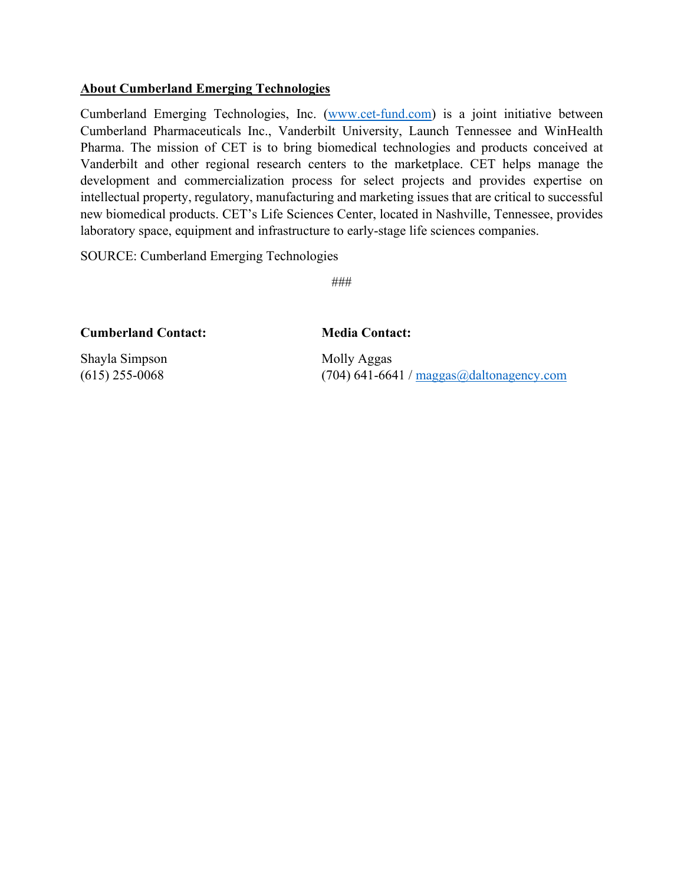**About Cumberland Emerging Technologies**

Cumberland Emerging Technologies, Inc. (www.cet-fund.com) is a joint initiative between Cumberland Pharmaceuticals Inc., Vanderbilt University, Launch Tennessee and WinHealth Pharma. The mission of CET is to bring biomedical technologies and products conceived at Vanderbilt and other regional research centers to the marketplace. CET helps manage the development and commercialization process for select projects and provides expertise on intellectual property, regulatory, manufacturing and marketing issues that are critical to successful new biomedical products. CET's Life Sciences Center, located in Nashville, Tennessee, provides laboratory space, equipment and infrastructure to early-stage life sciences companies.

SOURCE: Cumberland Emerging Technologies

###

**Cumberland Contact:**

Shayla Simpson
(615) 255-0068

**Media Contact:**

Molly Aggas
(704) 641-6641 / maggas@daltonagency.com